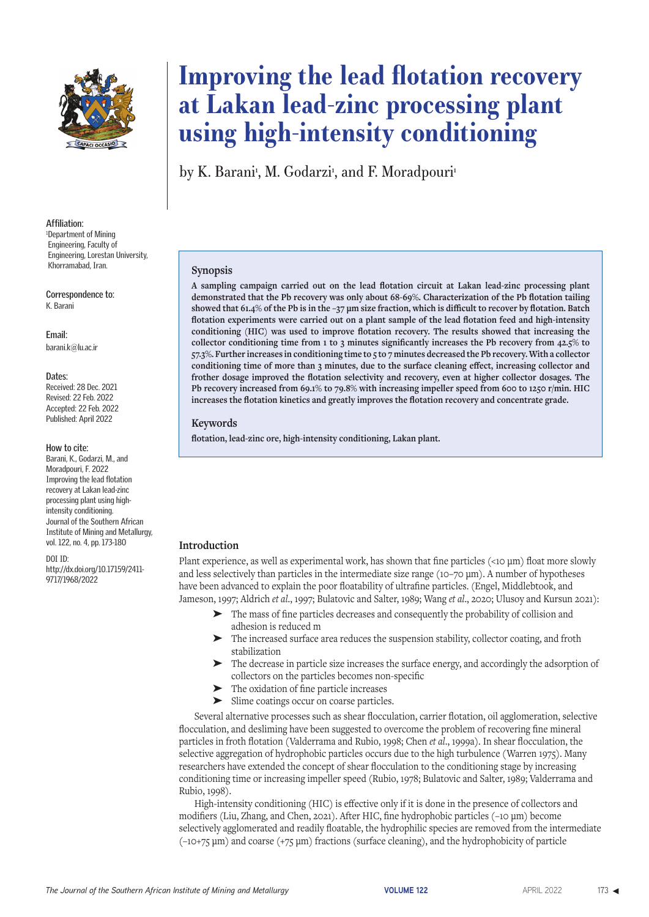# Improving the lead flotation recovery at Lakan lead-zinc processing plant using high-intensity conditioning

by K. Barani[1], M. Godarzi[1], and F. Moradpouri[1]

**Affiliation:**
[1]Department of Mining Engineering, Faculty of Engineering, Lorestan University, Khorramabad, Iran.

**Correspondence to:**
K. Barani

**Email:**
barani.k@lu.ac.ir

**Dates:**
Received: 28 Dec. 2021
Revised: 22 Feb. 2022
Accepted: 22 Feb. 2022
Published: April 2022

**How to cite:**
Barani, K., Godarzi, M., and Moradpouri, F. 2022 Improving the lead flotation recovery at Lakan lead-zinc processing plant using high-intensity conditioning. Journal of the Southern African Institute of Mining and Metallurgy, vol. 122, no. 4, pp. 173-180

DOI ID:
http://dx.doi.org/10.17159/2411-9717/1968/2022

## Synopsis

**A sampling campaign carried out on the lead flotation circuit at Lakan lead-zinc processing plant demonstrated that the Pb recovery was only about 68-69%. Characterization of the Pb flotation tailing showed that 61.4% of the Pb is in the –37 µm size fraction, which is difficult to recover by flotation. Batch flotation experiments were carried out on a plant sample of the lead flotation feed and high-intensity conditioning (HIC) was used to improve flotation recovery. The results showed that increasing the collector conditioning time from 1 to 3 minutes significantly increases the Pb recovery from 42.5% to 57.3%. Further increases in conditioning time to 5 to 7 minutes decreased the Pb recovery. With a collector conditioning time of more than 3 minutes, due to the surface cleaning effect, increasing collector and frother dosage improved the flotation selectivity and recovery, even at higher collector dosages. The Pb recovery increased from 69.1% to 79.8% with increasing impeller speed from 600 to 1250 r/min. HIC increases the flotation kinetics and greatly improves the flotation recovery and concentrate grade.**

## Keywords

**flotation, lead-zinc ore, high-intensity conditioning, Lakan plant.**

## Introduction

Plant experience, as well as experimental work, has shown that fine particles (<10 µm) float more slowly and less selectively than particles in the intermediate size range (10–70 µm). A number of hypotheses have been advanced to explain the poor floatability of ultrafine particles. (Engel, Middlebtook, and Jameson, 1997; Aldrich *et al*., 1997; Bulatovic and Salter, 1989; Wang *et al*., 2020; Ulusoy and Kursun 2021):

- The mass of fine particles decreases and consequently the probability of collision and adhesion is reduced m
- The increased surface area reduces the suspension stability, collector coating, and froth stabilization
- The decrease in particle size increases the surface energy, and accordingly the adsorption of collectors on the particles becomes non-specific
- The oxidation of fine particle increases
- Slime coatings occur on coarse particles.

Several alternative processes such as shear flocculation, carrier flotation, oil agglomeration, selective flocculation, and desliming have been suggested to overcome the problem of recovering fine mineral particles in froth flotation (Valderrama and Rubio, 1998; Chen *et al*., 1999a). In shear flocculation, the selective aggregation of hydrophobic particles occurs due to the high turbulence (Warren 1975). Many researchers have extended the concept of shear flocculation to the conditioning stage by increasing conditioning time or increasing impeller speed (Rubio, 1978; Bulatovic and Salter, 1989; Valderrama and Rubio, 1998).

High-intensity conditioning (HIC) is effective only if it is done in the presence of collectors and modifiers (Liu, Zhang, and Chen, 2021). After HIC, fine hydrophobic particles (–10 µm) become selectively agglomerated and readily floatable, the hydrophilic species are removed from the intermediate (–10+75 µm) and coarse (+75 µm) fractions (surface cleaning), and the hydrophobicity of particle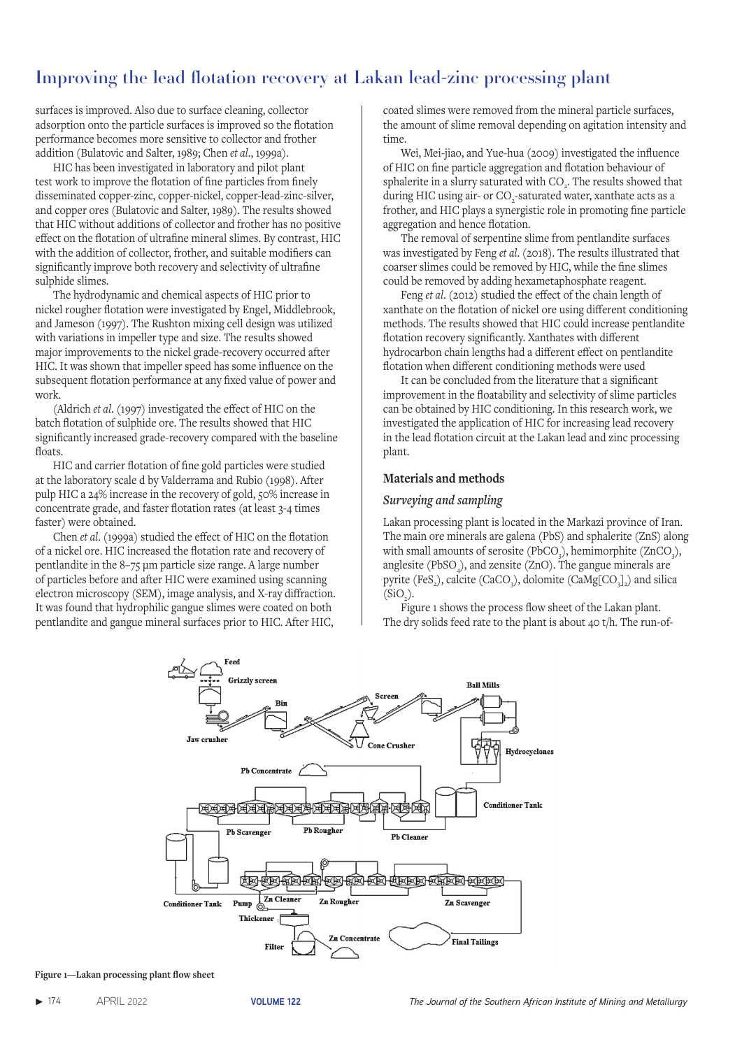surfaces is improved. Also due to surface cleaning, collector adsorption onto the particle surfaces is improved so the flotation performance becomes more sensitive to collector and frother addition (Bulatovic and Salter, 1989; Chen *et al*., 1999a).

HIC has been investigated in laboratory and pilot plant test work to improve the flotation of fine particles from finely disseminated copper-zinc, copper-nickel, copper-lead-zinc-silver, and copper ores (Bulatovic and Salter, 1989). The results showed that HIC without additions of collector and frother has no positive effect on the flotation of ultrafine mineral slimes. By contrast, HIC with the addition of collector, frother, and suitable modifiers can significantly improve both recovery and selectivity of ultrafine sulphide slimes.

The hydrodynamic and chemical aspects of HIC prior to nickel rougher flotation were investigated by Engel, Middlebrook, and Jameson (1997). The Rushton mixing cell design was utilized with variations in impeller type and size. The results showed major improvements to the nickel grade-recovery occurred after HIC. It was shown that impeller speed has some influence on the subsequent flotation performance at any fixed value of power and work.

(Aldrich *et al*. (1997) investigated the effect of HIC on the batch flotation of sulphide ore. The results showed that HIC significantly increased grade-recovery compared with the baseline floats.

HIC and carrier flotation of fine gold particles were studied at the laboratory scale d by Valderrama and Rubio (1998). After pulp HIC a 24% increase in the recovery of gold, 50% increase in concentrate grade, and faster flotation rates (at least 3-4 times faster) were obtained.

Chen *et al*. (1999a) studied the effect of HIC on the flotation of a nickel ore. HIC increased the flotation rate and recovery of pentlandite in the 8–75 µm particle size range. A large number of particles before and after HIC were examined using scanning electron microscopy (SEM), image analysis, and X-ray diffraction. It was found that hydrophilic gangue slimes were coated on both pentlandite and gangue mineral surfaces prior to HIC. After HIC, coated slimes were removed from the mineral particle surfaces, the amount of slime removal depending on agitation intensity and time.

Wei, Mei-jiao, and Yue-hua (2009) investigated the influence of HIC on fine particle aggregation and flotation behaviour of sphalerite in a slurry saturated with $CO_2$. The results showed that during HIC using air- or $CO_2$-saturated water, xanthate acts as a frother, and HIC plays a synergistic role in promoting fine particle aggregation and hence flotation.

The removal of serpentine slime from pentlandite surfaces was investigated by Feng *et al*. (2018). The results illustrated that coarser slimes could be removed by HIC, while the fine slimes could be removed by adding hexametaphosphate reagent.

Feng *et al*. (2012) studied the effect of the chain length of xanthate on the flotation of nickel ore using different conditioning methods. The results showed that HIC could increase pentlandite flotation recovery significantly. Xanthates with different hydrocarbon chain lengths had a different effect on pentlandite flotation when different conditioning methods were used

It can be concluded from the literature that a significant improvement in the floatability and selectivity of slime particles can be obtained by HIC conditioning. In this research work, we investigated the application of HIC for increasing lead recovery in the lead flotation circuit at the Lakan lead and zinc processing plant.

## Materials and methods

### *Surveying and sampling*

Lakan processing plant is located in the Markazi province of Iran. The main ore minerals are galena (PbS) and sphalerite (ZnS) along with small amounts of serosite ($PbCO_3$), hemimorphite ($ZnCO_3$), anglesite ($PbSO_4$), and zensite (ZnO). The gangue minerals are pyrite ($FeS_2$), calcite ($CaCO_3$), dolomite ($CaMg[CO_3]_2$) and silica ($SiO_2$).

Figure 1 shows the process flow sheet of the Lakan plant. The dry solids feed rate to the plant is about 40 t/h. The run-of-

Figure 1—Lakan processing plant flow sheet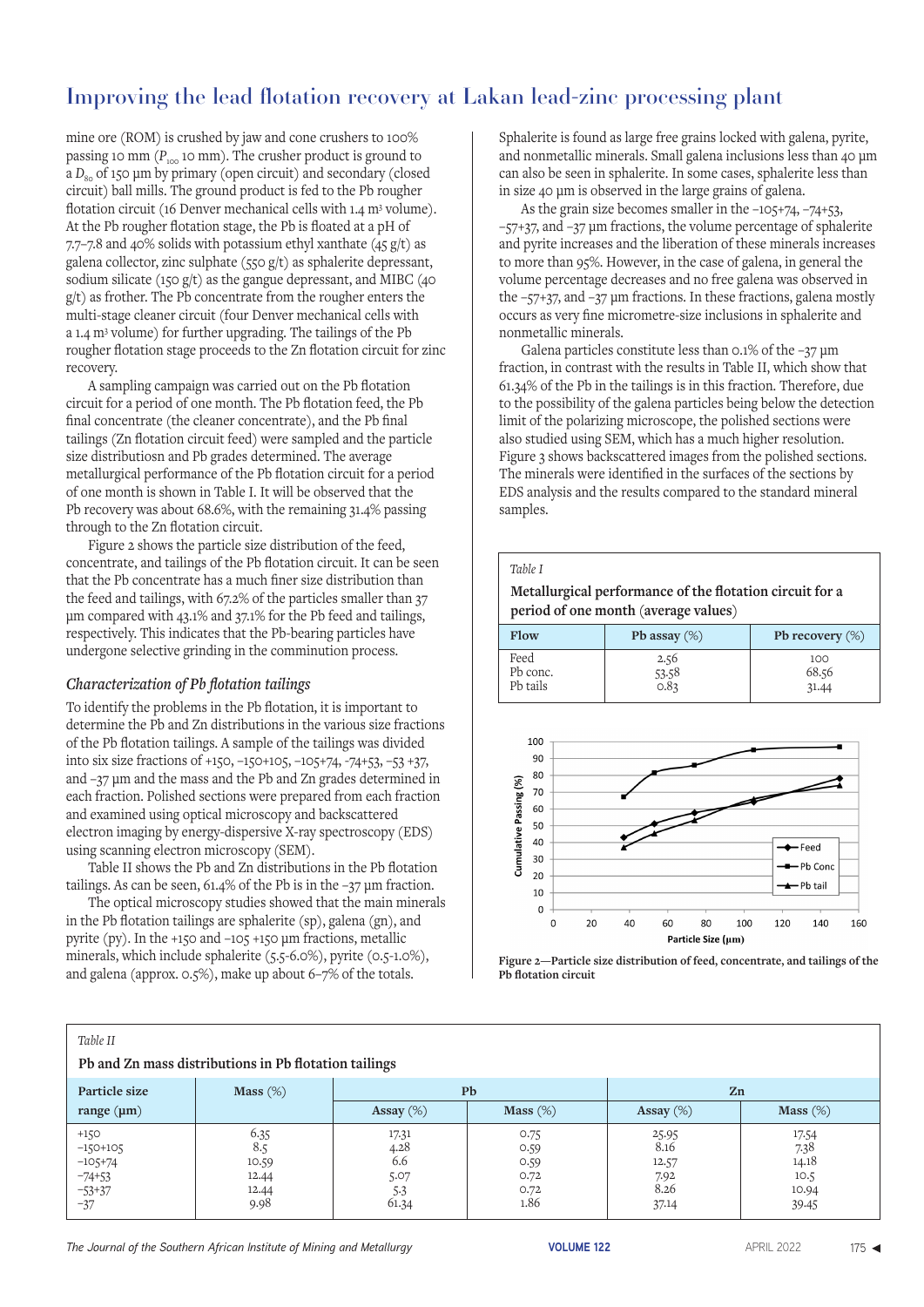mine ore (ROM) is crushed by jaw and cone crushers to 100% passing 10 mm ($P_{100}$ 10 mm). The crusher product is ground to a $D_{80}$ of 150 µm by primary (open circuit) and secondary (closed circuit) ball mills. The ground product is fed to the Pb rougher flotation circuit (16 Denver mechanical cells with 1.4 m³ volume). At the Pb rougher flotation stage, the Pb is floated at a pH of 7.7–7.8 and 40% solids with potassium ethyl xanthate (45 g/t) as galena collector, zinc sulphate (550 g/t) as sphalerite depressant, sodium silicate (150 g/t) as the gangue depressant, and MIBC (40 g/t) as frother. The Pb concentrate from the rougher enters the multi-stage cleaner circuit (four Denver mechanical cells with a 1.4 m³ volume) for further upgrading. The tailings of the Pb rougher flotation stage proceeds to the Zn flotation circuit for zinc recovery.

A sampling campaign was carried out on the Pb flotation circuit for a period of one month. The Pb flotation feed, the Pb final concentrate (the cleaner concentrate), and the Pb final tailings (Zn flotation circuit feed) were sampled and the particle size distributiosn and Pb grades determined. The average metallurgical performance of the Pb flotation circuit for a period of one month is shown in Table I. It will be observed that the Pb recovery was about 68.6%, with the remaining 31.4% passing through to the Zn flotation circuit.

Figure 2 shows the particle size distribution of the feed, concentrate, and tailings of the Pb flotation circuit. It can be seen that the Pb concentrate has a much finer size distribution than the feed and tailings, with 67.2% of the particles smaller than 37 µm compared with 43.1% and 37.1% for the Pb feed and tailings, respectively. This indicates that the Pb-bearing particles have undergone selective grinding in the comminution process.

### *Characterization of Pb flotation tailings*

To identify the problems in the Pb flotation, it is important to determine the Pb and Zn distributions in the various size fractions of the Pb flotation tailings. A sample of the tailings was divided into six size fractions of +150, −150+105, −105+74, -74+53, −53 +37, and −37 µm and the mass and the Pb and Zn grades determined in each fraction. Polished sections were prepared from each fraction and examined using optical microscopy and backscattered electron imaging by energy-dispersive X-ray spectroscopy (EDS) using scanning electron microscopy (SEM).

Table II shows the Pb and Zn distributions in the Pb flotation tailings. As can be seen, 61.4% of the Pb is in the −37 µm fraction.

The optical microscopy studies showed that the main minerals in the Pb flotation tailings are sphalerite (sp), galena (gn), and pyrite (py). In the +150 and −105 +150 µm fractions, metallic minerals, which include sphalerite (5.5-6.0%), pyrite (0.5-1.0%), and galena (approx. 0.5%), make up about 6–7% of the totals. Sphalerite is found as large free grains locked with galena, pyrite, and nonmetallic minerals. Small galena inclusions less than 40 µm can also be seen in sphalerite. In some cases, sphalerite less than in size 40 µm is observed in the large grains of galena.

As the grain size becomes smaller in the −105+74, −74+53, −57+37, and −37 µm fractions, the volume percentage of sphalerite and pyrite increases and the liberation of these minerals increases to more than 95%. However, in the case of galena, in general the volume percentage decreases and no free galena was observed in the −57+37, and −37 µm fractions. In these fractions, galena mostly occurs as very fine micrometre-size inclusions in sphalerite and nonmetallic minerals.

Galena particles constitute less than 0.1% of the −37 µm fraction, in contrast with the results in Table II, which show that 61.34% of the Pb in the tailings is in this fraction. Therefore, due to the possibility of the galena particles being below the detection limit of the polarizing microscope, the polished sections were also studied using SEM, which has a much higher resolution. Figure 3 shows backscattered images from the polished sections. The minerals were identified in the surfaces of the sections by EDS analysis and the results compared to the standard mineral samples.

*Table I*

**Metallurgical performance of the flotation circuit for a period of one month (average values)**

| Flow | Pb assay (%) | Pb recovery (%) |
|---|---|---|
| Feed | 2.56 | 100 |
| Pb conc. | 53.58 | 68.56 |
| Pb tails | 0.83 | 31.44 |

**Figure 2—Particle size distribution of feed, concentrate, and tailings of the Pb flotation circuit**

*Table II*

**Pb and Zn mass distributions in Pb flotation tailings**

| Particle size range (µm) | Mass (%) | Pb | | Zn | |
|---|---|---|---|---|---|
| | | Assay (%) | Mass (%) | Assay (%) | Mass (%) |
| +150 | 6.35 | 17.31 | 0.75 | 25.95 | 17.54 |
| −150+105 | 8.5 | 4.28 | 0.59 | 8.16 | 7.38 |
| −105+74 | 10.59 | 6.6 | 0.59 | 12.57 | 14.18 |
| −74+53 | 12.44 | 5.07 | 0.72 | 7.92 | 10.5 |
| −53+37 | 12.44 | 5.3 | 0.72 | 8.26 | 10.94 |
| −37 | 9.98 | 61.34 | 1.86 | 37.14 | 39.45 |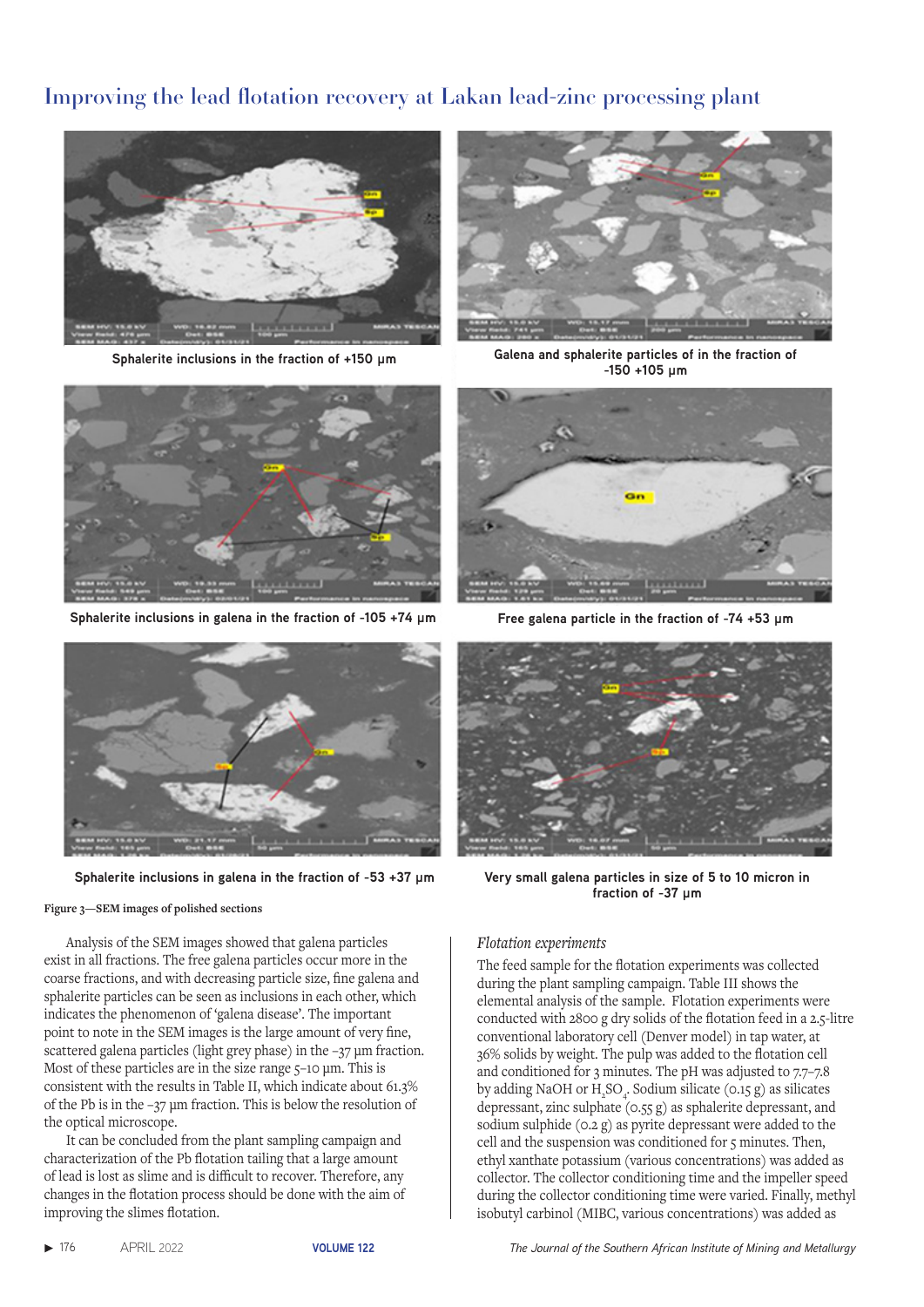Sphalerite inclusions in the fraction of +150 µm

Galena and sphalerite particles of in the fraction of -150 +105 µm

Sphalerite inclusions in galena in the fraction of -105 +74 µm

Free galena particle in the fraction of -74 +53 µm

Sphalerite inclusions in galena in the fraction of -53 +37 µm

Very small galena particles in size of 5 to 10 micron in fraction of -37 µm

**Figure 3—SEM images of polished sections**

Analysis of the SEM images showed that galena particles exist in all fractions. The free galena particles occur more in the coarse fractions, and with decreasing particle size, fine galena and sphalerite particles can be seen as inclusions in each other, which indicates the phenomenon of 'galena disease'. The important point to note in the SEM images is the large amount of very fine, scattered galena particles (light grey phase) in the –37 µm fraction. Most of these particles are in the size range 5–10 µm. This is consistent with the results in Table II, which indicate about 61.3% of the Pb is in the –37 µm fraction. This is below the resolution of the optical microscope.

It can be concluded from the plant sampling campaign and characterization of the Pb flotation tailing that a large amount of lead is lost as slime and is difficult to recover. Therefore, any changes in the flotation process should be done with the aim of improving the slimes flotation.

*Flotation experiments*

The feed sample for the flotation experiments was collected during the plant sampling campaign. Table III shows the elemental analysis of the sample. Flotation experiments were conducted with 2800 g dry solids of the flotation feed in a 2.5-litre conventional laboratory cell (Denver model) in tap water, at 36% solids by weight. The pulp was added to the flotation cell and conditioned for 3 minutes. The pH was adjusted to 7.7–7.8 by adding NaOH or $H_2SO_4$. Sodium silicate (0.15 g) as silicates depressant, zinc sulphate (0.55 g) as sphalerite depressant, and sodium sulphide (0.2 g) as pyrite depressant were added to the cell and the suspension was conditioned for 5 minutes. Then, ethyl xanthate potassium (various concentrations) was added as collector. The collector conditioning time and the impeller speed during the collector conditioning time were varied. Finally, methyl isobutyl carbinol (MIBC, various concentrations) was added as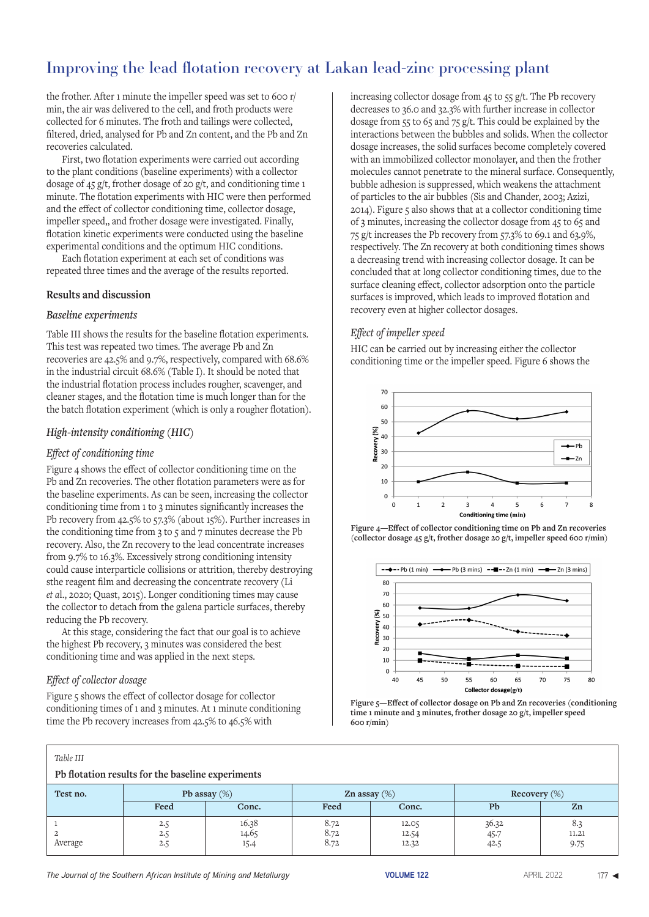the frother. After 1 minute the impeller speed was set to 600 r/min, the air was delivered to the cell, and froth products were collected for 6 minutes. The froth and tailings were collected, filtered, dried, analysed for Pb and Zn content, and the Pb and Zn recoveries calculated.

First, two flotation experiments were carried out according to the plant conditions (baseline experiments) with a collector dosage of 45 g/t, frother dosage of 20 g/t, and conditioning time 1 minute. The flotation experiments with HIC were then performed and the effect of collector conditioning time, collector dosage, impeller speed,, and frother dosage were investigated. Finally, flotation kinetic experiments were conducted using the baseline experimental conditions and the optimum HIC conditions.

Each flotation experiment at each set of conditions was repeated three times and the average of the results reported.

## Results and discussion

### *Baseline experiments*

Table III shows the results for the baseline flotation experiments. This test was repeated two times. The average Pb and Zn recoveries are 42.5% and 9.7%, respectively, compared with 68.6% in the industrial circuit 68.6% (Table I). It should be noted that the industrial flotation process includes rougher, scavenger, and cleaner stages, and the flotation time is much longer than for the the batch flotation experiment (which is only a rougher flotation).

### *High-intensity conditioning (HIC)*

#### *Effect of conditioning time*

Figure 4 shows the effect of collector conditioning time on the Pb and Zn recoveries. The other flotation parameters were as for the baseline experiments. As can be seen, increasing the collector conditioning time from 1 to 3 minutes significantly increases the Pb recovery from 42.5% to 57.3% (about 15%). Further increases in the conditioning time from 3 to 5 and 7 minutes decrease the Pb recovery. Also, the Zn recovery to the lead concentrate increases from 9.7% to 16.3%. Excessively strong conditioning intensity could cause interparticle collisions or attrition, thereby destroying sthe reagent film and decreasing the concentrate recovery (Li *et al*., 2020; Quast, 2015). Longer conditioning times may cause the collector to detach from the galena particle surfaces, thereby reducing the Pb recovery.

At this stage, considering the fact that our goal is to achieve the highest Pb recovery, 3 minutes was considered the best conditioning time and was applied in the next steps.

#### *Effect of collector dosage*

Figure 5 shows the effect of collector dosage for collector conditioning times of 1 and 3 minutes. At 1 minute conditioning time the Pb recovery increases from 42.5% to 46.5% with increasing collector dosage from 45 to 55 g/t. The Pb recovery decreases to 36.0 and 32.3% with further increase in collector dosage from 55 to 65 and 75 g/t. This could be explained by the interactions between the bubbles and solids. When the collector dosage increases, the solid surfaces become completely covered with an immobilized collector monolayer, and then the frother molecules cannot penetrate to the mineral surface. Consequently, bubble adhesion is suppressed, which weakens the attachment of particles to the air bubbles (Sis and Chander, 2003; Azizi, 2014). Figure 5 also shows that at a collector conditioning time of 3 minutes, increasing the collector dosage from 45 to 65 and 75 g/t increases the Pb recovery from 57.3% to 69.1 and 63.9%, respectively. The Zn recovery at both conditioning times shows a decreasing trend with increasing collector dosage. It can be concluded that at long collector conditioning times, due to the surface cleaning effect, collector adsorption onto the particle surfaces is improved, which leads to improved flotation and recovery even at higher collector dosages.

#### *Effect of impeller speed*

HIC can be carried out by increasing either the collector conditioning time or the impeller speed. Figure 6 shows the

**Figure 4—Effect of collector conditioning time on Pb and Zn recoveries** (collector dosage 45 g/t, frother dosage 20 g/t, impeller speed 600 r/min)

**Figure 5—Effect of collector dosage on Pb and Zn recoveries** (conditioning time 1 minute and 3 minutes, frother dosage 20 g/t, impeller speed 600 r/min)

*Table III*

**Pb flotation results for the baseline experiments**

| Test no. | Pb assay (%) | | Zn assay (%) | | Recovery (%) | |
|---|---|---|---|---|---|---|
| | Feed | Conc. | Feed | Conc. | Pb | Zn |
| 1 | 2.5 | 16.38 | 8.72 | 12.05 | 36.32 | 8.3 |
| 2 | 2.5 | 14.65 | 8.72 | 12.54 | 45.7 | 11.21 |
| Average | 2.5 | 15.4 | 8.72 | 12.32 | 42.5 | 9.75 |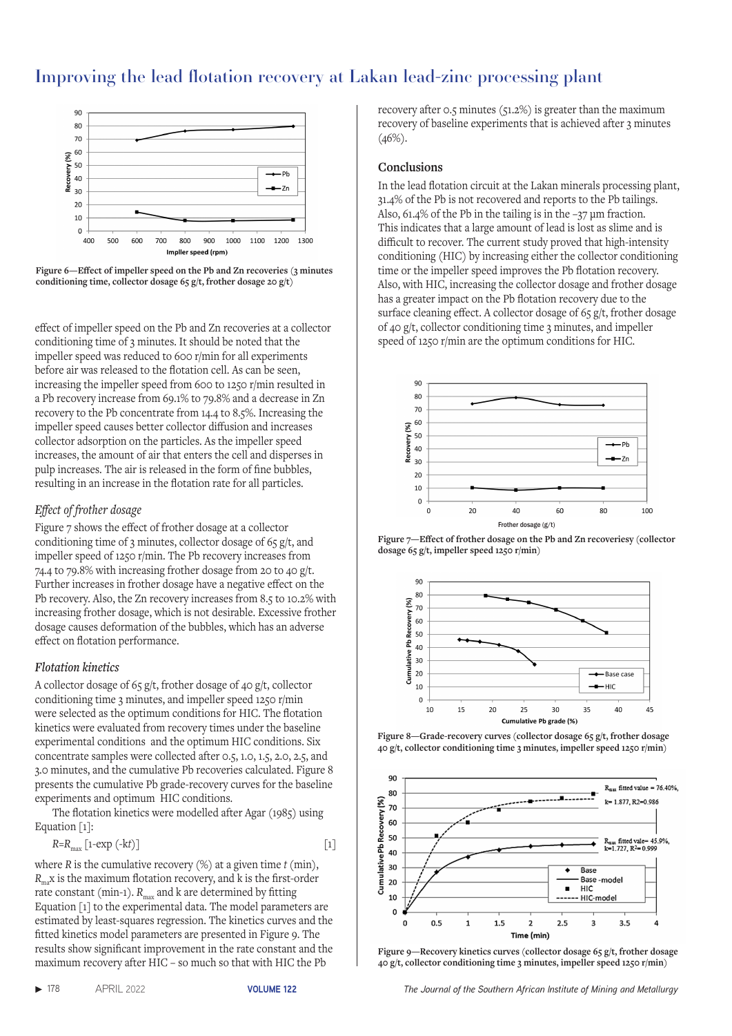Figure 6—Effect of impeller speed on the Pb and Zn recoveries (3 minutes conditioning time, collector dosage 65 g/t, frother dosage 20 g/t)

effect of impeller speed on the Pb and Zn recoveries at a collector conditioning time of 3 minutes. It should be noted that the impeller speed was reduced to 600 r/min for all experiments before air was released to the flotation cell. As can be seen, increasing the impeller speed from 600 to 1250 r/min resulted in a Pb recovery increase from 69.1% to 79.8% and a decrease in Zn recovery to the Pb concentrate from 14.4 to 8.5%. Increasing the impeller speed causes better collector diffusion and increases collector adsorption on the particles. As the impeller speed increases, the amount of air that enters the cell and disperses in pulp increases. The air is released in the form of fine bubbles, resulting in an increase in the flotation rate for all particles.

### *Effect of frother dosage*

Figure 7 shows the effect of frother dosage at a collector conditioning time of 3 minutes, collector dosage of 65 g/t, and impeller speed 1250 r/min. The Pb recovery increases from 74.4 to 79.8% with increasing frother dosage from 20 to 40 g/t. Further increases in frother dosage have a negative effect on the Pb recovery. Also, the Zn recovery increases from 8.5 to 10.2% with increasing frother dosage, which is not desirable. Excessive frother dosage causes deformation of the bubbles, which has an adverse effect on flotation performance.

### *Flotation kinetics*

A collector dosage of 65 g/t, frother dosage of 40 g/t, collector conditioning time 3 minutes, and impeller speed 1250 r/min were selected as the optimum conditions for HIC. The flotation kinetics were evaluated from recovery times under the baseline experimental conditions and the optimum HIC conditions. Six concentrate samples were collected after 0.5, 1.0, 1.5, 2.0, 2.5, and 3.0 minutes, and the cumulative Pb recoveries calculated. Figure 8 presents the cumulative Pb grade-recovery curves for the baseline experiments and optimum HIC conditions.

The flotation kinetics were modelled after Agar (1985) using Equation [1]:

$$R=R_{max}\,[1\text{-}\exp\,(\text{-}kt)] \qquad [1]$$

where $R$ is the cumulative recovery (%) at a given time $t$ (min), $R_{ma}$x is the maximum flotation recovery, and k is the first-order rate constant (min-1). $R_{max}$ and k are determined by fitting Equation [1] to the experimental data. The model parameters are estimated by least-squares regression. The kinetics curves and the fitted kinetics model parameters are presented in Figure 9. The results show significant improvement in the rate constant and the maximum recovery after HIC – so much so that with HIC the Pb recovery after 0.5 minutes (51.2%) is greater than the maximum recovery of baseline experiments that is achieved after 3 minutes (46%).

## Conclusions

In the lead flotation circuit at the Lakan minerals processing plant, 31.4% of the Pb is not recovered and reports to the Pb tailings. Also, 61.4% of the Pb in the tailing is in the –37 µm fraction. This indicates that a large amount of lead is lost as slime and is difficult to recover. The current study proved that high-intensity conditioning (HIC) by increasing either the collector conditioning time or the impeller speed improves the Pb flotation recovery. Also, with HIC, increasing the collector dosage and frother dosage has a greater impact on the Pb flotation recovery due to the surface cleaning effect. A collector dosage of 65 g/t, frother dosage of 40 g/t, collector conditioning time 3 minutes, and impeller speed of 1250 r/min are the optimum conditions for HIC.

Figure 7—Effect of frother dosage on the Pb and Zn recoveriesy (collector dosage 65 g/t, impeller speed 1250 r/min)

Figure 8—Grade-recovery curves (collector dosage 65 g/t, frother dosage 40 g/t, collector conditioning time 3 minutes, impeller speed 1250 r/min)

Figure 9—Recovery kinetics curves (collector dosage 65 g/t, frother dosage 40 g/t, collector conditioning time 3 minutes, impeller speed 1250 r/min)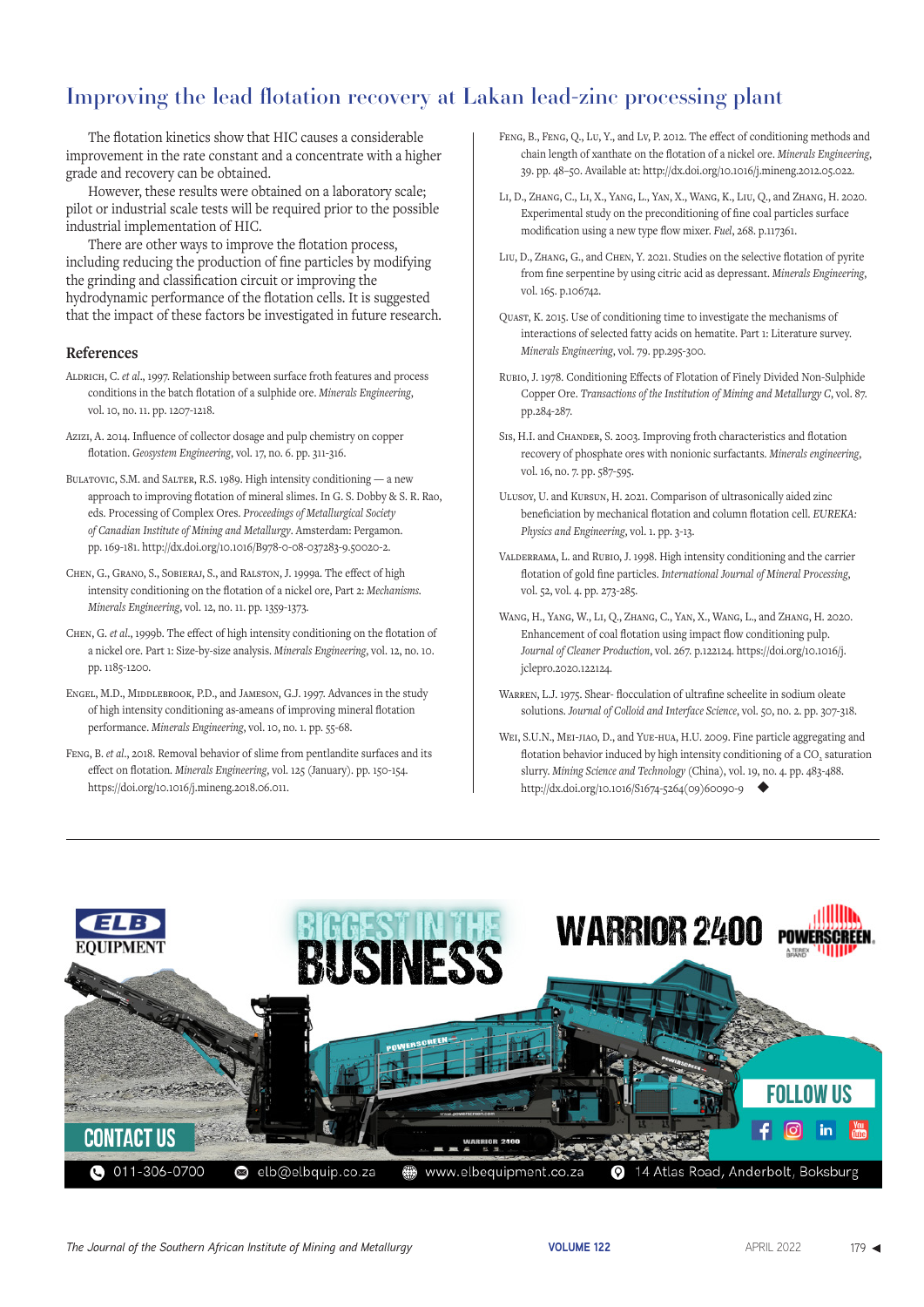The flotation kinetics show that HIC causes a considerable improvement in the rate constant and a concentrate with a higher grade and recovery can be obtained.

However, these results were obtained on a laboratory scale; pilot or industrial scale tests will be required prior to the possible industrial implementation of HIC.

There are other ways to improve the flotation process, including reducing the production of fine particles by modifying the grinding and classification circuit or improving the hydrodynamic performance of the flotation cells. It is suggested that the impact of these factors be investigated in future research.

## References

Aldrich, C. *et al*., 1997. Relationship between surface froth features and process conditions in the batch flotation of a sulphide ore. *Minerals Engineering*, vol. 10, no. 11. pp. 1207-1218.

Azizi, A. 2014. Influence of collector dosage and pulp chemistry on copper flotation. *Geosystem Engineering*, vol. 17, no. 6. pp. 311-316.

Bulatovic, S.M. and Salter, R.S. 1989. High intensity conditioning — a new approach to improving flotation of mineral slimes. In G. S. Dobby & S. R. Rao, eds. Processing of Complex Ores. *Proceedings of Metallurgical Society of Canadian Institute of Mining and Metallurgy*. Amsterdam: Pergamon. pp. 169-181. http://dx.doi.org/10.1016/B978-0-08-037283-9.50020-2.

Chen, G., Grano, S., Sobieraj, S., and Ralston, J. 1999a. The effect of high intensity conditioning on the flotation of a nickel ore, Part 2: *Mechanisms. Minerals Engineering*, vol. 12, no. 11. pp. 1359-1373.

Chen, G. *et al*., 1999b. The effect of high intensity conditioning on the flotation of a nickel ore. Part 1: Size-by-size analysis. *Minerals Engineering*, vol. 12, no. 10. pp. 1185-1200.

Engel, M.D., Middlebrook, P.D., and Jameson, G.J. 1997. Advances in the study of high intensity conditioning as-ameans of improving mineral flotation performance. *Minerals Engineering*, vol. 10, no. 1. pp. 55-68.

Feng, B. *et al*., 2018. Removal behavior of slime from pentlandite surfaces and its effect on flotation. *Minerals Engineering*, vol. 125 (January). pp. 150-154. https://doi.org/10.1016/j.mineng.2018.06.011.

Feng, B., Feng, Q., Lu, Y., and Lv, P. 2012. The effect of conditioning methods and chain length of xanthate on the flotation of a nickel ore. *Minerals Engineering*, 39. pp. 48-50. Available at: http://dx.doi.org/10.1016/j.mineng.2012.05.022.

Li, D., Zhang, C., Li, X., Yang, L., Yan, X., Wang, K., Liu, Q., and Zhang, H. 2020. Experimental study on the preconditioning of fine coal particles surface modification using a new type flow mixer. *Fuel*, 268. p.117361.

Liu, D., Zhang, G., and Chen, Y. 2021. Studies on the selective flotation of pyrite from fine serpentine by using citric acid as depressant. *Minerals Engineering*, vol. 165. p.106742.

Quast, K. 2015. Use of conditioning time to investigate the mechanisms of interactions of selected fatty acids on hematite. Part 1: Literature survey. *Minerals Engineering*, vol. 79. pp.295-300.

Rubio, J. 1978. Conditioning Effects of Flotation of Finely Divided Non-Sulphide Copper Ore. *Transactions of the Institution of Mining and Metallurgy C*, vol. 87. pp.284-287.

Sis, H.I. and Chander, S. 2003. Improving froth characteristics and flotation recovery of phosphate ores with nonionic surfactants. *Minerals engineering*, vol. 16, no. 7. pp. 587-595.

Ulusoy, U. and Kursun, H. 2021. Comparison of ultrasonically aided zinc beneficiation by mechanical flotation and column flotation cell. *EUREKA: Physics and Engineering*, vol. 1. pp. 3-13.

Valderrama, L. and Rubio, J. 1998. High intensity conditioning and the carrier flotation of gold fine particles. *International Journal of Mineral Processing*, vol. 52, vol. 4. pp. 273-285.

Wang, H., Yang, W., Li, Q., Zhang, C., Yan, X., Wang, L., and Zhang, H. 2020. Enhancement of coal flotation using impact flow conditioning pulp. *Journal of Cleaner Production*, vol. 267. p.122124. https://doi.org/10.1016/j.jclepro.2020.122124.

Warren, L.J. 1975. Shear- flocculation of ultrafine scheelite in sodium oleate solutions. *Journal of Colloid and Interface Science*, vol. 50, no. 2. pp. 307-318.

Wei, S.U.N., Mei-jiao, D., and Yue-hua, H.U. 2009. Fine particle aggregating and flotation behavior induced by high intensity conditioning of a $CO_2$ saturation slurry. *Mining Science and Technology* (China), vol. 19, no. 4. pp. 483-488. http://dx.doi.org/10.1016/S1674-5264(09)60090-9 ◆